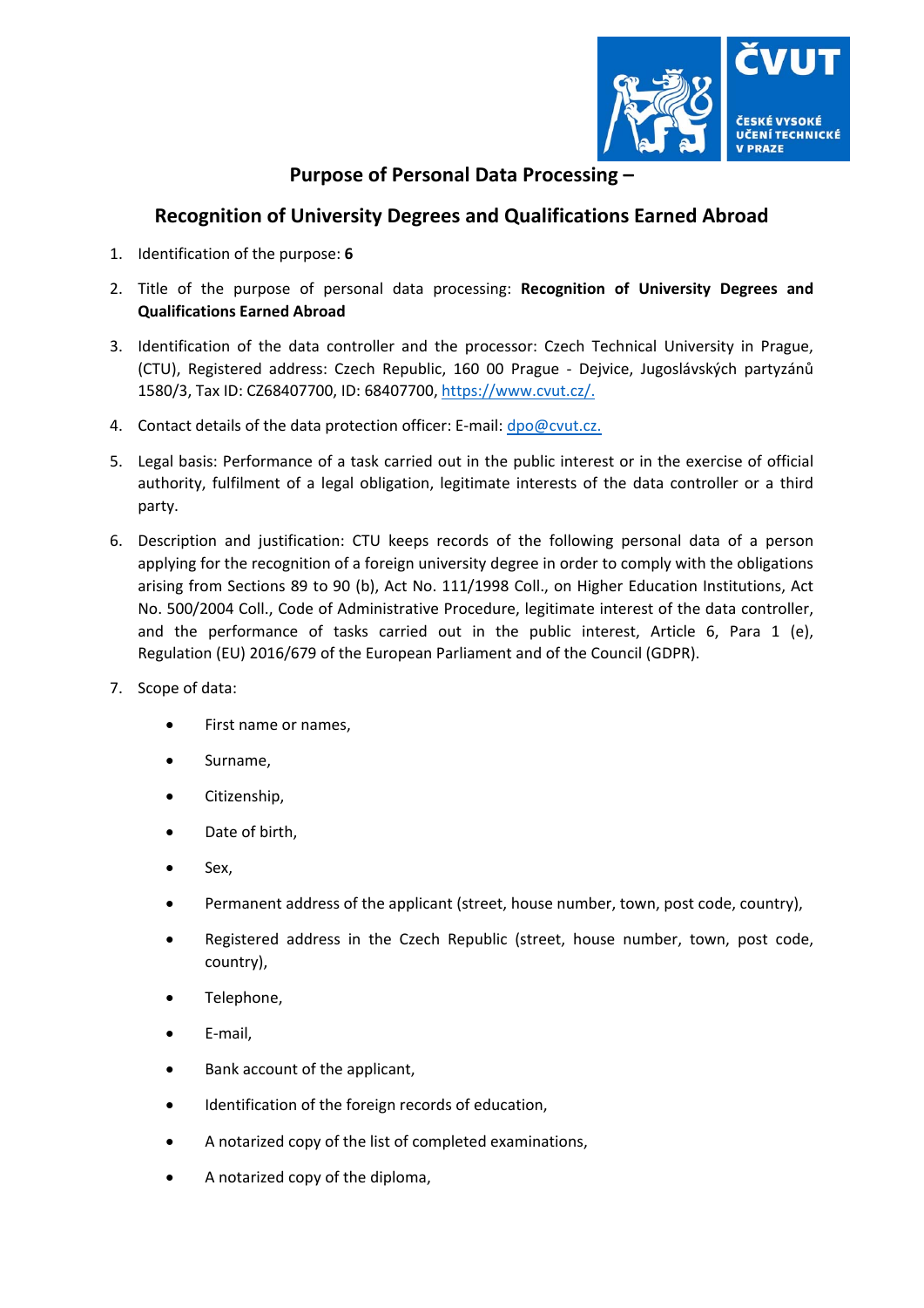# Purpose of Personal Data Processing –

## Recognition of University Degrees and Qualifications Earned Abroad

1. Identification of the purpose: **6**
2. Title of the purpose of personal data processing: **Recognition of University Degrees and Qualifications Earned Abroad**
3. Identification of the data controller and the processor: Czech Technical University in Prague, (CTU), Registered address: Czech Republic, 160 00 Prague - Dejvice, Jugoslávských partyzánů 1580/3, Tax ID: CZ68407700, ID: 68407700, https://www.cvut.cz/.
4. Contact details of the data protection officer: E-mail: dpo@cvut.cz.
5. Legal basis: Performance of a task carried out in the public interest or in the exercise of official authority, fulfilment of a legal obligation, legitimate interests of the data controller or a third party.
6. Description and justification: CTU keeps records of the following personal data of a person applying for the recognition of a foreign university degree in order to comply with the obligations arising from Sections 89 to 90 (b), Act No. 111/1998 Coll., on Higher Education Institutions, Act No. 500/2004 Coll., Code of Administrative Procedure, legitimate interest of the data controller, and the performance of tasks carried out in the public interest, Article 6, Para 1 (e), Regulation (EU) 2016/679 of the European Parliament and of the Council (GDPR).
7. Scope of data:
    - First name or names,
    - Surname,
    - Citizenship,
    - Date of birth,
    - Sex,
    - Permanent address of the applicant (street, house number, town, post code, country),
    - Registered address in the Czech Republic (street, house number, town, post code, country),
    - Telephone,
    - E-mail,
    - Bank account of the applicant,
    - Identification of the foreign records of education,
    - A notarized copy of the list of completed examinations,
    - A notarized copy of the diploma,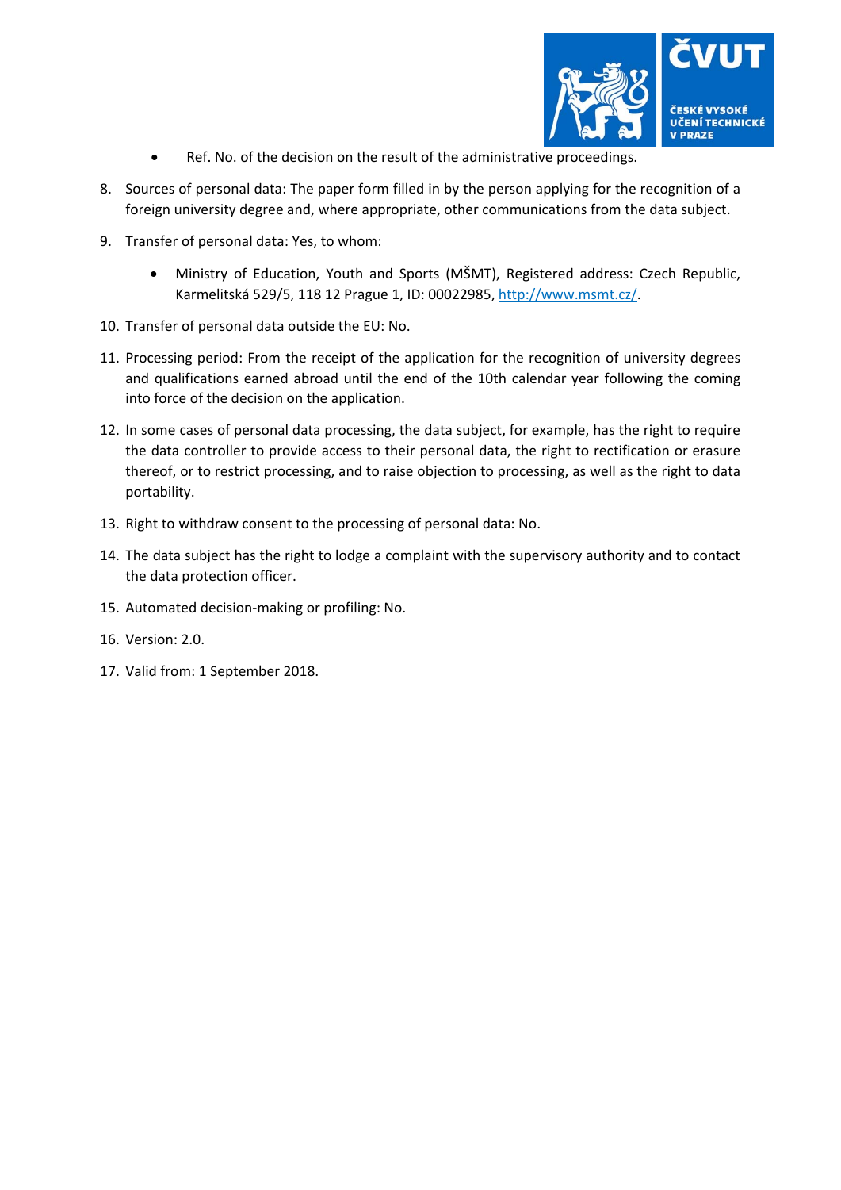- Ref. No. of the decision on the result of the administrative proceedings.

8. Sources of personal data: The paper form filled in by the person applying for the recognition of a foreign university degree and, where appropriate, other communications from the data subject.
9. Transfer of personal data: Yes, to whom:
   - Ministry of Education, Youth and Sports (MŠMT), Registered address: Czech Republic, Karmelitská 529/5, 118 12 Prague 1, ID: 00022985, http://www.msmt.cz/.
10. Transfer of personal data outside the EU: No.
11. Processing period: From the receipt of the application for the recognition of university degrees and qualifications earned abroad until the end of the 10th calendar year following the coming into force of the decision on the application.
12. In some cases of personal data processing, the data subject, for example, has the right to require the data controller to provide access to their personal data, the right to rectification or erasure thereof, or to restrict processing, and to raise objection to processing, as well as the right to data portability.
13. Right to withdraw consent to the processing of personal data: No.
14. The data subject has the right to lodge a complaint with the supervisory authority and to contact the data protection officer.
15. Automated decision-making or profiling: No.
16. Version: 2.0.
17. Valid from: 1 September 2018.